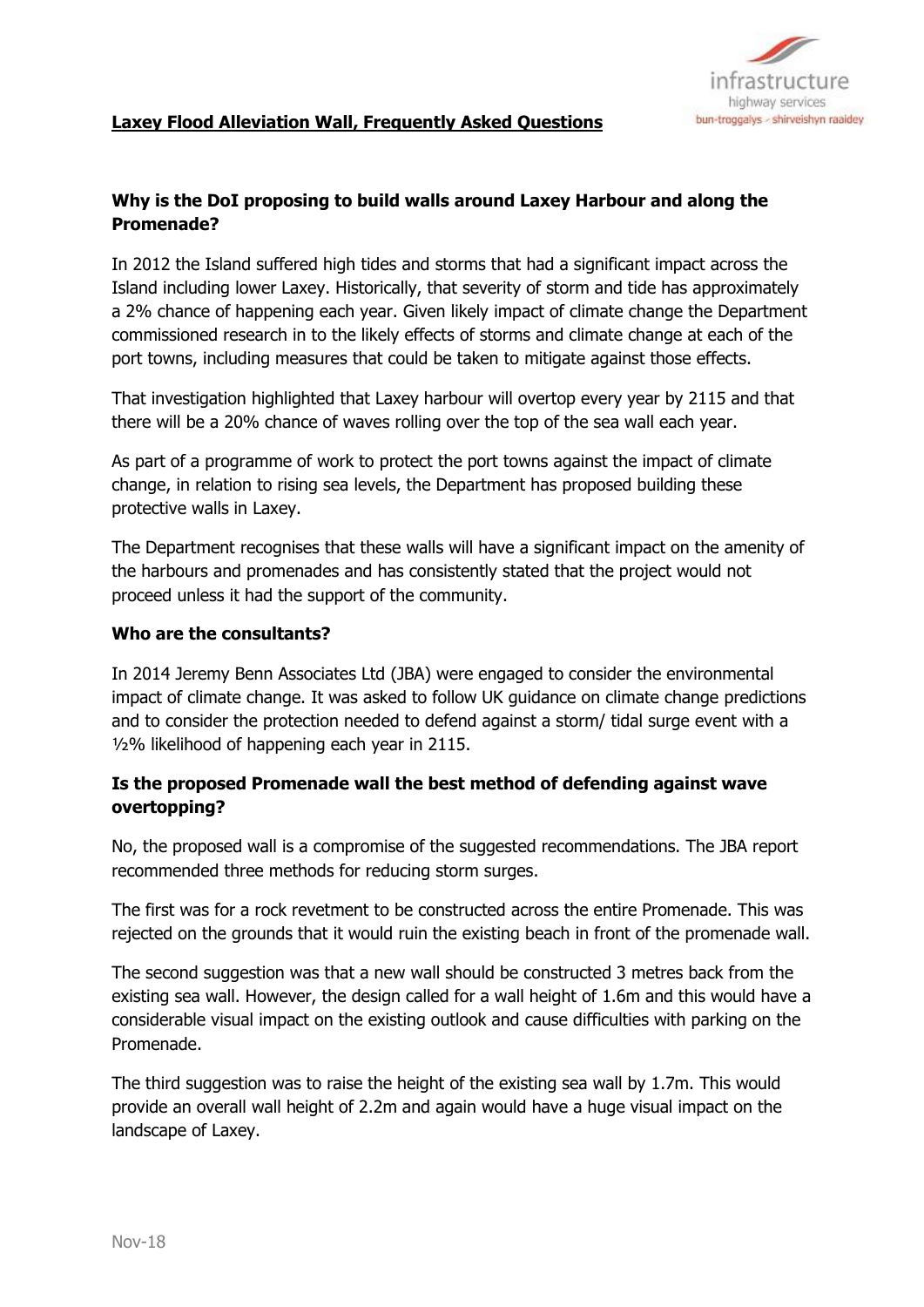# Laxey Flood Alleviation Wall, Frequently Asked Questions

**Why is the DoI proposing to build walls around Laxey Harbour and along the Promenade?**

In 2012 the Island suffered high tides and storms that had a significant impact across the Island including lower Laxey. Historically, that severity of storm and tide has approximately a 2% chance of happening each year. Given likely impact of climate change the Department commissioned research in to the likely effects of storms and climate change at each of the port towns, including measures that could be taken to mitigate against those effects.

That investigation highlighted that Laxey harbour will overtop every year by 2115 and that there will be a 20% chance of waves rolling over the top of the sea wall each year.

As part of a programme of work to protect the port towns against the impact of climate change, in relation to rising sea levels, the Department has proposed building these protective walls in Laxey.

The Department recognises that these walls will have a significant impact on the amenity of the harbours and promenades and has consistently stated that the project would not proceed unless it had the support of the community.

**Who are the consultants?**

In 2014 Jeremy Benn Associates Ltd (JBA) were engaged to consider the environmental impact of climate change. It was asked to follow UK guidance on climate change predictions and to consider the protection needed to defend against a storm/ tidal surge event with a ½% likelihood of happening each year in 2115.

**Is the proposed Promenade wall the best method of defending against wave overtopping?**

No, the proposed wall is a compromise of the suggested recommendations. The JBA report recommended three methods for reducing storm surges.

The first was for a rock revetment to be constructed across the entire Promenade. This was rejected on the grounds that it would ruin the existing beach in front of the promenade wall.

The second suggestion was that a new wall should be constructed 3 metres back from the existing sea wall. However, the design called for a wall height of 1.6m and this would have a considerable visual impact on the existing outlook and cause difficulties with parking on the Promenade.

The third suggestion was to raise the height of the existing sea wall by 1.7m. This would provide an overall wall height of 2.2m and again would have a huge visual impact on the landscape of Laxey.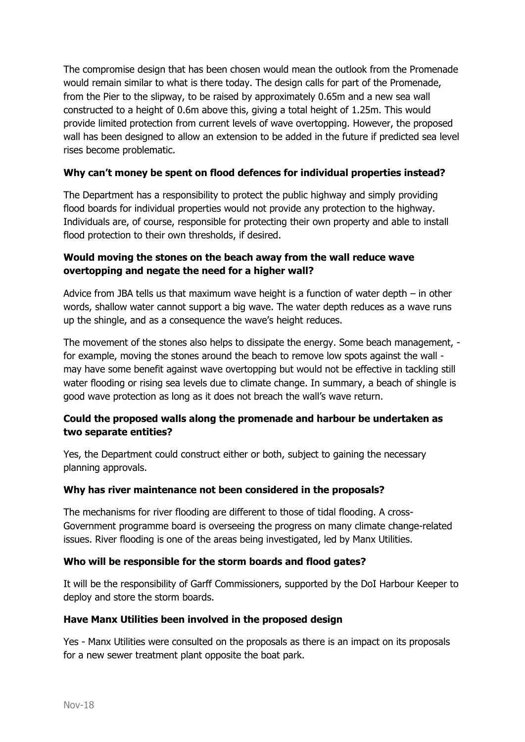The compromise design that has been chosen would mean the outlook from the Promenade would remain similar to what is there today. The design calls for part of the Promenade, from the Pier to the slipway, to be raised by approximately 0.65m and a new sea wall constructed to a height of 0.6m above this, giving a total height of 1.25m. This would provide limited protection from current levels of wave overtopping. However, the proposed wall has been designed to allow an extension to be added in the future if predicted sea level rises become problematic.

**Why can't money be spent on flood defences for individual properties instead?**

The Department has a responsibility to protect the public highway and simply providing flood boards for individual properties would not provide any protection to the highway. Individuals are, of course, responsible for protecting their own property and able to install flood protection to their own thresholds, if desired.

**Would moving the stones on the beach away from the wall reduce wave overtopping and negate the need for a higher wall?**

Advice from JBA tells us that maximum wave height is a function of water depth – in other words, shallow water cannot support a big wave. The water depth reduces as a wave runs up the shingle, and as a consequence the wave's height reduces.

The movement of the stones also helps to dissipate the energy. Some beach management, - for example, moving the stones around the beach to remove low spots against the wall - may have some benefit against wave overtopping but would not be effective in tackling still water flooding or rising sea levels due to climate change. In summary, a beach of shingle is good wave protection as long as it does not breach the wall's wave return.

**Could the proposed walls along the promenade and harbour be undertaken as two separate entities?**

Yes, the Department could construct either or both, subject to gaining the necessary planning approvals.

**Why has river maintenance not been considered in the proposals?**

The mechanisms for river flooding are different to those of tidal flooding. A cross-Government programme board is overseeing the progress on many climate change-related issues. River flooding is one of the areas being investigated, led by Manx Utilities.

**Who will be responsible for the storm boards and flood gates?**

It will be the responsibility of Garff Commissioners, supported by the DoI Harbour Keeper to deploy and store the storm boards.

**Have Manx Utilities been involved in the proposed design**

Yes - Manx Utilities were consulted on the proposals as there is an impact on its proposals for a new sewer treatment plant opposite the boat park.